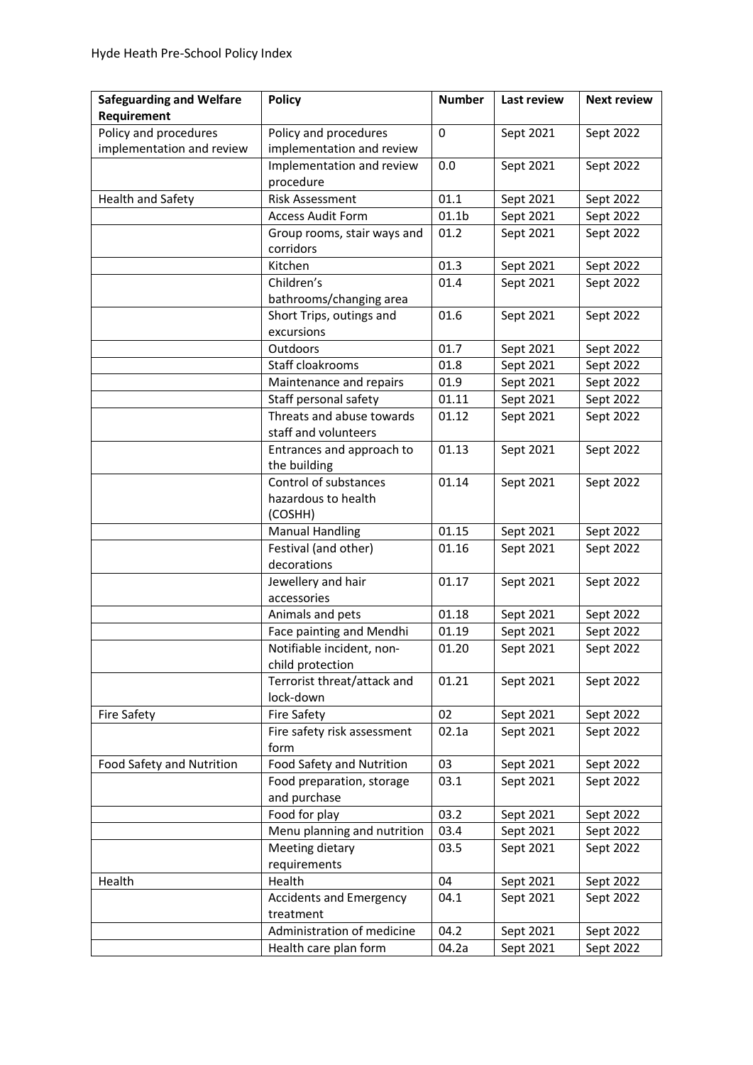Hyde Heath Pre-School Policy Index

| Safeguarding and Welfare Requirement | Policy | Number | Last review | Next review |
|---|---|---|---|---|
| Policy and procedures implementation and review | Policy and procedures implementation and review | 0 | Sept 2021 | Sept 2022 |
| | Implementation and review procedure | 0.0 | Sept 2021 | Sept 2022 |
| Health and Safety | Risk Assessment | 01.1 | Sept 2021 | Sept 2022 |
| | Access Audit Form | 01.1b | Sept 2021 | Sept 2022 |
| | Group rooms, stair ways and corridors | 01.2 | Sept 2021 | Sept 2022 |
| | Kitchen | 01.3 | Sept 2021 | Sept 2022 |
| | Children's bathrooms/changing area | 01.4 | Sept 2021 | Sept 2022 |
| | Short Trips, outings and excursions | 01.6 | Sept 2021 | Sept 2022 |
| | Outdoors | 01.7 | Sept 2021 | Sept 2022 |
| | Staff cloakrooms | 01.8 | Sept 2021 | Sept 2022 |
| | Maintenance and repairs | 01.9 | Sept 2021 | Sept 2022 |
| | Staff personal safety | 01.11 | Sept 2021 | Sept 2022 |
| | Threats and abuse towards staff and volunteers | 01.12 | Sept 2021 | Sept 2022 |
| | Entrances and approach to the building | 01.13 | Sept 2021 | Sept 2022 |
| | Control of substances hazardous to health (COSHH) | 01.14 | Sept 2021 | Sept 2022 |
| | Manual Handling | 01.15 | Sept 2021 | Sept 2022 |
| | Festival (and other) decorations | 01.16 | Sept 2021 | Sept 2022 |
| | Jewellery and hair accessories | 01.17 | Sept 2021 | Sept 2022 |
| | Animals and pets | 01.18 | Sept 2021 | Sept 2022 |
| | Face painting and Mendhi | 01.19 | Sept 2021 | Sept 2022 |
| | Notifiable incident, non-child protection | 01.20 | Sept 2021 | Sept 2022 |
| | Terrorist threat/attack and lock-down | 01.21 | Sept 2021 | Sept 2022 |
| Fire Safety | Fire Safety | 02 | Sept 2021 | Sept 2022 |
| | Fire safety risk assessment form | 02.1a | Sept 2021 | Sept 2022 |
| Food Safety and Nutrition | Food Safety and Nutrition | 03 | Sept 2021 | Sept 2022 |
| | Food preparation, storage and purchase | 03.1 | Sept 2021 | Sept 2022 |
| | Food for play | 03.2 | Sept 2021 | Sept 2022 |
| | Menu planning and nutrition | 03.4 | Sept 2021 | Sept 2022 |
| | Meeting dietary requirements | 03.5 | Sept 2021 | Sept 2022 |
| Health | Health | 04 | Sept 2021 | Sept 2022 |
| | Accidents and Emergency treatment | 04.1 | Sept 2021 | Sept 2022 |
| | Administration of medicine | 04.2 | Sept 2021 | Sept 2022 |
| | Health care plan form | 04.2a | Sept 2021 | Sept 2022 |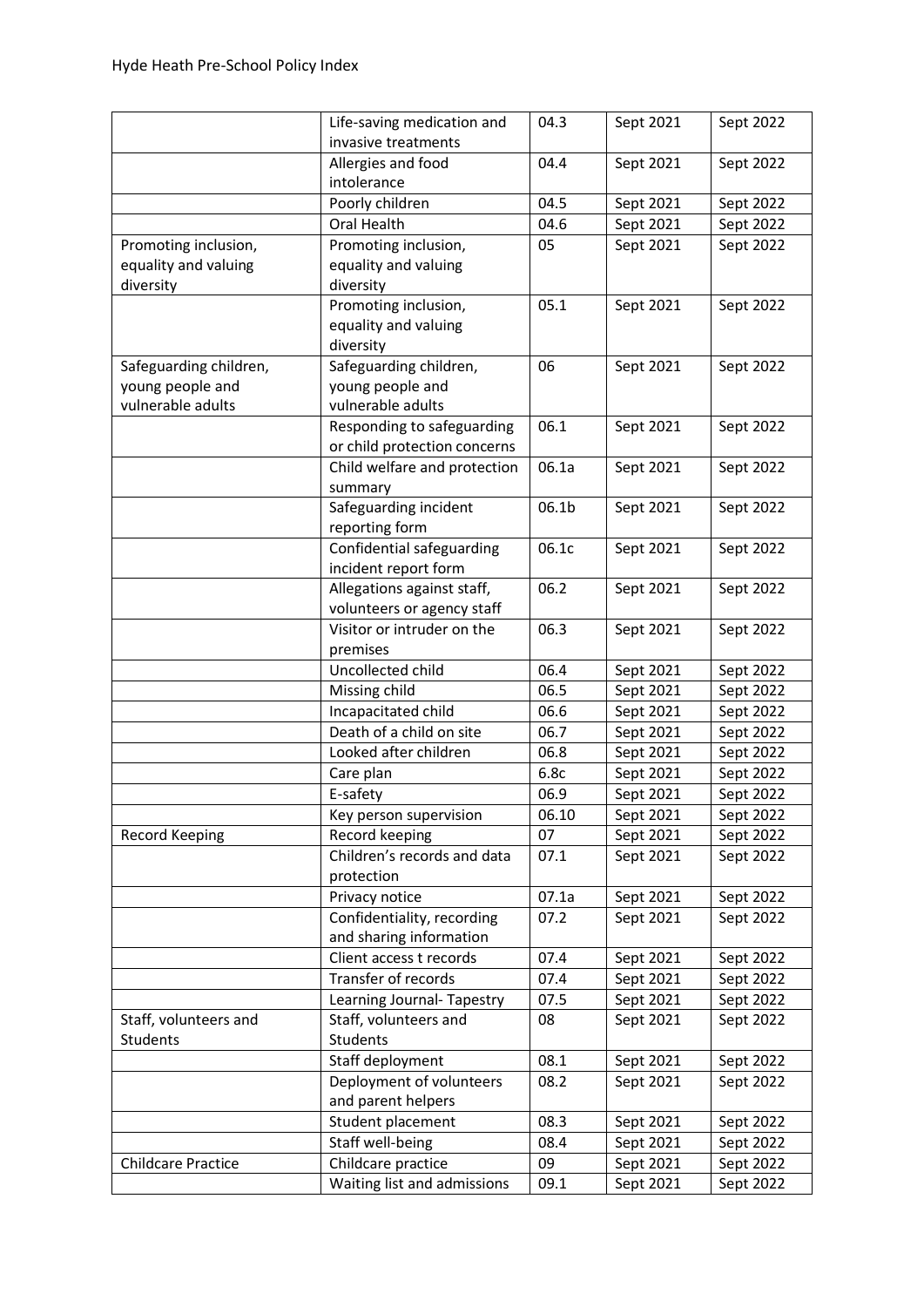| | Life-saving medication and invasive treatments | 04.3 | Sept 2021 | Sept 2022 |
|---|---|---|---|---|
| | Allergies and food intolerance | 04.4 | Sept 2021 | Sept 2022 |
| | Poorly children | 04.5 | Sept 2021 | Sept 2022 |
| | Oral Health | 04.6 | Sept 2021 | Sept 2022 |
| Promoting inclusion, equality and valuing diversity | Promoting inclusion, equality and valuing diversity | 05 | Sept 2021 | Sept 2022 |
| | Promoting inclusion, equality and valuing diversity | 05.1 | Sept 2021 | Sept 2022 |
| Safeguarding children, young people and vulnerable adults | Safeguarding children, young people and vulnerable adults | 06 | Sept 2021 | Sept 2022 |
| | Responding to safeguarding or child protection concerns | 06.1 | Sept 2021 | Sept 2022 |
| | Child welfare and protection summary | 06.1a | Sept 2021 | Sept 2022 |
| | Safeguarding incident reporting form | 06.1b | Sept 2021 | Sept 2022 |
| | Confidential safeguarding incident report form | 06.1c | Sept 2021 | Sept 2022 |
| | Allegations against staff, volunteers or agency staff | 06.2 | Sept 2021 | Sept 2022 |
| | Visitor or intruder on the premises | 06.3 | Sept 2021 | Sept 2022 |
| | Uncollected child | 06.4 | Sept 2021 | Sept 2022 |
| | Missing child | 06.5 | Sept 2021 | Sept 2022 |
| | Incapacitated child | 06.6 | Sept 2021 | Sept 2022 |
| | Death of a child on site | 06.7 | Sept 2021 | Sept 2022 |
| | Looked after children | 06.8 | Sept 2021 | Sept 2022 |
| | Care plan | 6.8c | Sept 2021 | Sept 2022 |
| | E-safety | 06.9 | Sept 2021 | Sept 2022 |
| | Key person supervision | 06.10 | Sept 2021 | Sept 2022 |
| Record Keeping | Record keeping | 07 | Sept 2021 | Sept 2022 |
| | Children's records and data protection | 07.1 | Sept 2021 | Sept 2022 |
| | Privacy notice | 07.1a | Sept 2021 | Sept 2022 |
| | Confidentiality, recording and sharing information | 07.2 | Sept 2021 | Sept 2022 |
| | Client access t records | 07.4 | Sept 2021 | Sept 2022 |
| | Transfer of records | 07.4 | Sept 2021 | Sept 2022 |
| | Learning Journal- Tapestry | 07.5 | Sept 2021 | Sept 2022 |
| Staff, volunteers and Students | Staff, volunteers and Students | 08 | Sept 2021 | Sept 2022 |
| | Staff deployment | 08.1 | Sept 2021 | Sept 2022 |
| | Deployment of volunteers and parent helpers | 08.2 | Sept 2021 | Sept 2022 |
| | Student placement | 08.3 | Sept 2021 | Sept 2022 |
| | Staff well-being | 08.4 | Sept 2021 | Sept 2022 |
| Childcare Practice | Childcare practice | 09 | Sept 2021 | Sept 2022 |
| | Waiting list and admissions | 09.1 | Sept 2021 | Sept 2022 |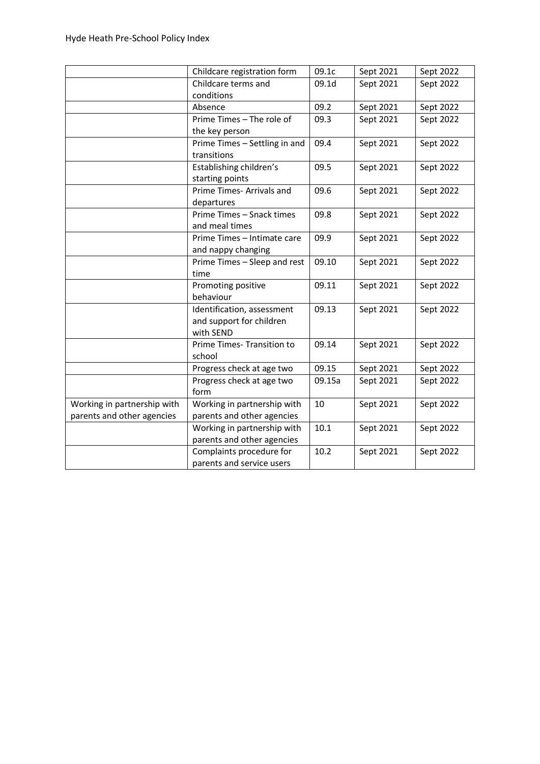| | | | | |
|---|---|---|---|---|
| | Childcare registration form | 09.1c | Sept 2021 | Sept 2022 |
| | Childcare terms and conditions | 09.1d | Sept 2021 | Sept 2022 |
| | Absence | 09.2 | Sept 2021 | Sept 2022 |
| | Prime Times – The role of the key person | 09.3 | Sept 2021 | Sept 2022 |
| | Prime Times – Settling in and transitions | 09.4 | Sept 2021 | Sept 2022 |
| | Establishing children's starting points | 09.5 | Sept 2021 | Sept 2022 |
| | Prime Times- Arrivals and departures | 09.6 | Sept 2021 | Sept 2022 |
| | Prime Times – Snack times and meal times | 09.8 | Sept 2021 | Sept 2022 |
| | Prime Times – Intimate care and nappy changing | 09.9 | Sept 2021 | Sept 2022 |
| | Prime Times – Sleep and rest time | 09.10 | Sept 2021 | Sept 2022 |
| | Promoting positive behaviour | 09.11 | Sept 2021 | Sept 2022 |
| | Identification, assessment and support for children with SEND | 09.13 | Sept 2021 | Sept 2022 |
| | Prime Times- Transition to school | 09.14 | Sept 2021 | Sept 2022 |
| | Progress check at age two | 09.15 | Sept 2021 | Sept 2022 |
| | Progress check at age two form | 09.15a | Sept 2021 | Sept 2022 |
| Working in partnership with parents and other agencies | Working in partnership with parents and other agencies | 10 | Sept 2021 | Sept 2022 |
| | Working in partnership with parents and other agencies | 10.1 | Sept 2021 | Sept 2022 |
| | Complaints procedure for parents and service users | 10.2 | Sept 2021 | Sept 2022 |